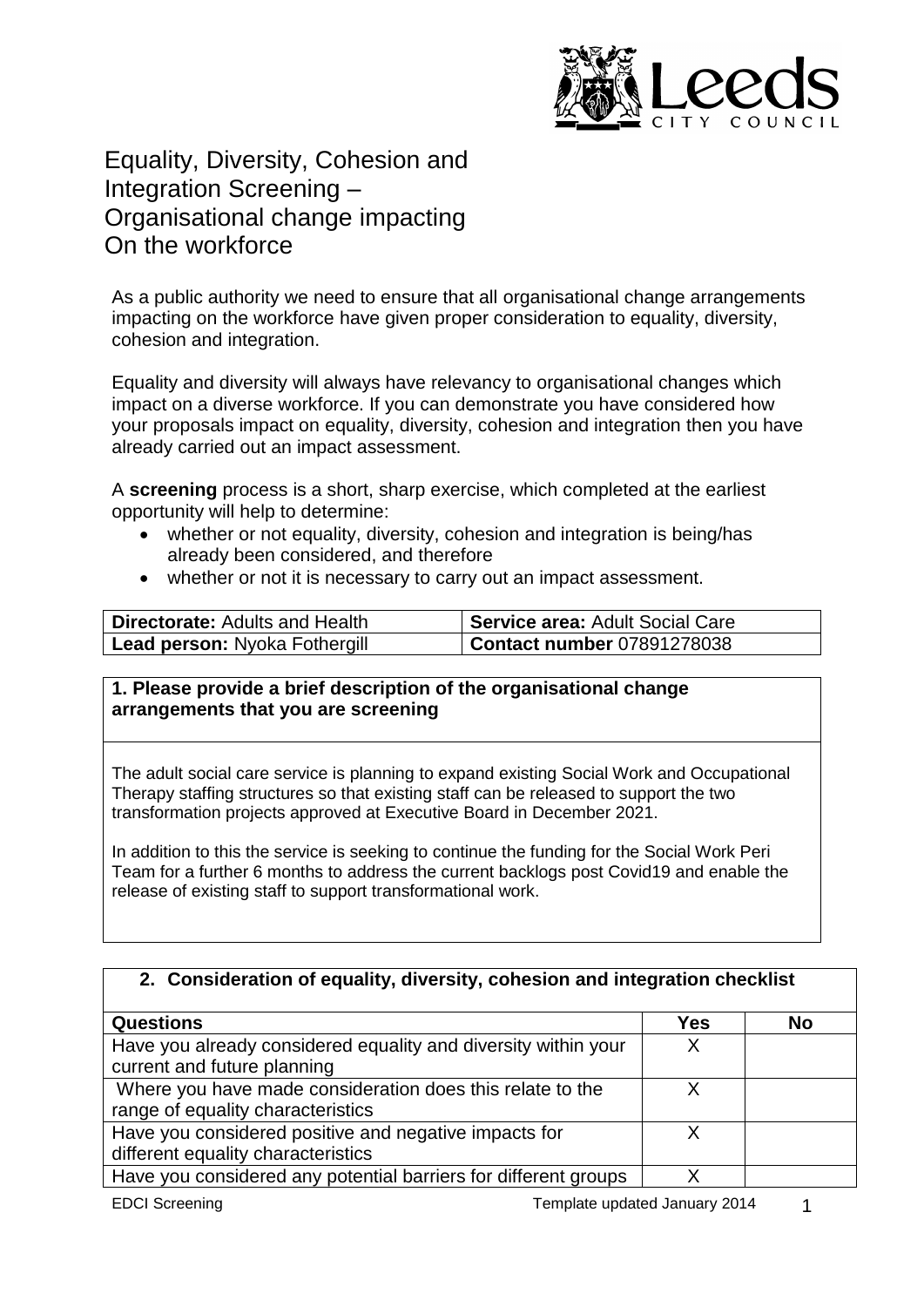# Equality, Diversity, Cohesion and Integration Screening – Organisational change impacting On the workforce

As a public authority we need to ensure that all organisational change arrangements impacting on the workforce have given proper consideration to equality, diversity, cohesion and integration.

Equality and diversity will always have relevancy to organisational changes which impact on a diverse workforce. If you can demonstrate you have considered how your proposals impact on equality, diversity, cohesion and integration then you have already carried out an impact assessment.

A **screening** process is a short, sharp exercise, which completed at the earliest opportunity will help to determine:

- whether or not equality, diversity, cohesion and integration is being/has already been considered, and therefore
- whether or not it is necessary to carry out an impact assessment.

| **Directorate:** Adults and Health | **Service area:** Adult Social Care |
|---|---|
| **Lead person:** Nyoka Fothergill | **Contact number** 07891278038 |

| **1. Please provide a brief description of the organisational change arrangements that you are screening** |
|---|
| The adult social care service is planning to expand existing Social Work and Occupational Therapy staffing structures so that existing staff can be released to support the two transformation projects approved at Executive Board in December 2021.<br><br>In addition to this the service is seeking to continue the funding for the Social Work Peri Team for a further 6 months to address the current backlogs post Covid19 and enable the release of existing staff to support transformational work. |

| **2. Consideration of equality, diversity, cohesion and integration checklist** | | |
|---|---|---|
| **Questions** | **Yes** | **No** |
| Have you already considered equality and diversity within your current and future planning | X | |
| Where you have made consideration does this relate to the range of equality characteristics | X | |
| Have you considered positive and negative impacts for different equality characteristics | X | |
| Have you considered any potential barriers for different groups | X | |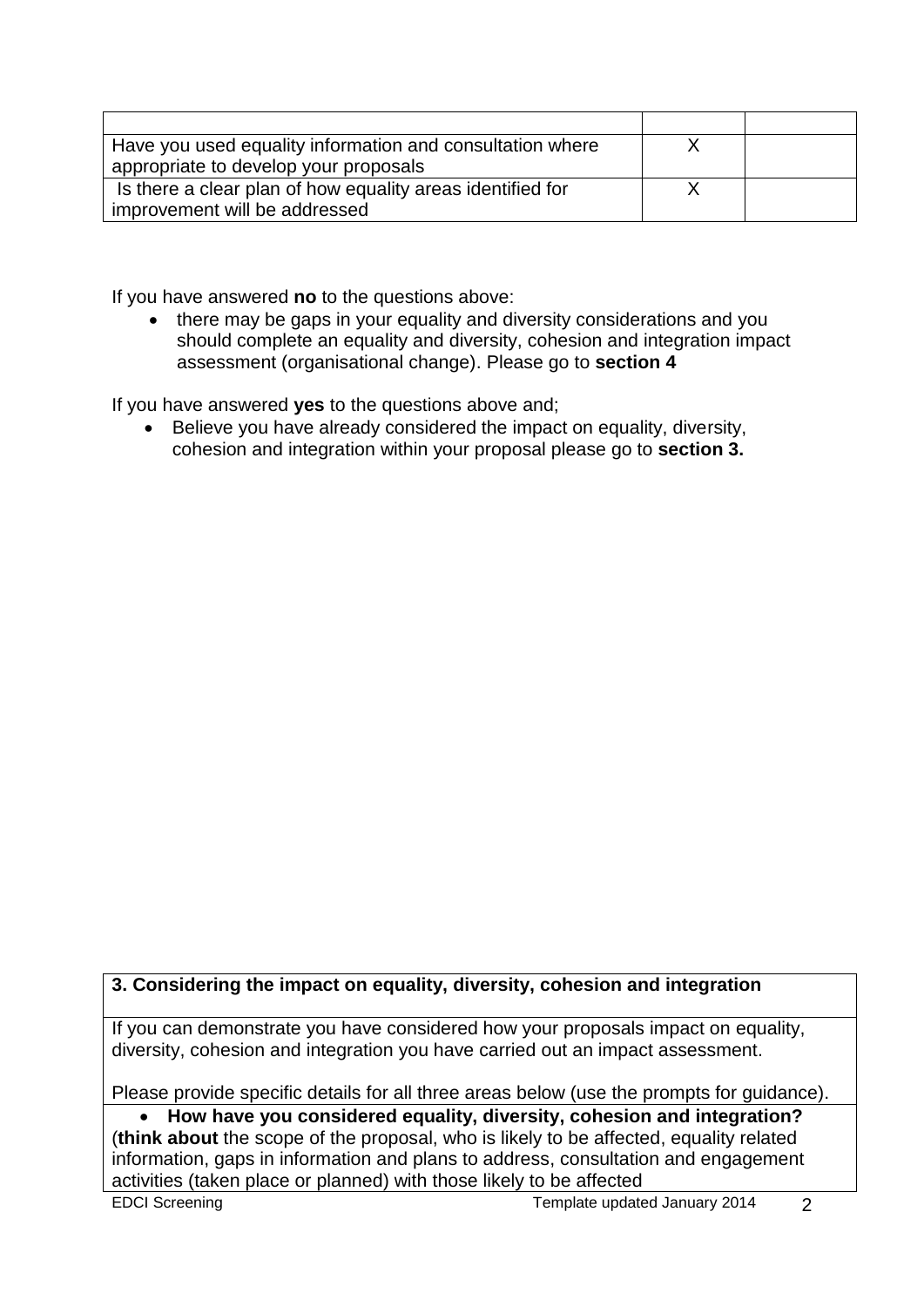| | | |
|---|---|---|
| Have you used equality information and consultation where appropriate to develop your proposals | X | |
| Is there a clear plan of how equality areas identified for improvement will be addressed | X | |

If you have answered **no** to the questions above:

- there may be gaps in your equality and diversity considerations and you should complete an equality and diversity, cohesion and integration impact assessment (organisational change). Please go to **section 4**

If you have answered **yes** to the questions above and;

- Believe you have already considered the impact on equality, diversity, cohesion and integration within your proposal please go to **section 3.**

| **3. Considering the impact on equality, diversity, cohesion and integration** |
|---|
| If you can demonstrate you have considered how your proposals impact on equality, diversity, cohesion and integration you have carried out an impact assessment.<br><br>Please provide specific details for all three areas below (use the prompts for guidance). |
| • **How have you considered equality, diversity, cohesion and integration?** (**think about** the scope of the proposal, who is likely to be affected, equality related information, gaps in information and plans to address, consultation and engagement activities (taken place or planned) with those likely to be affected |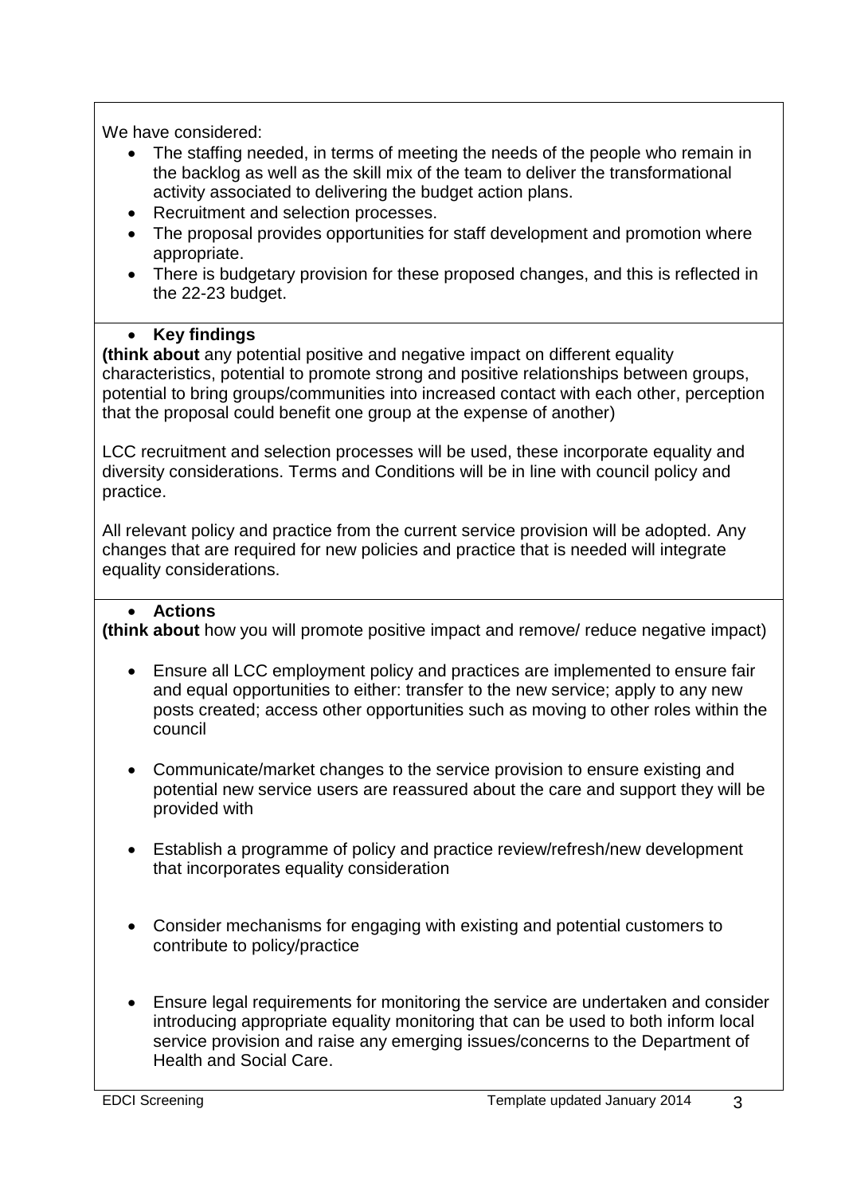We have considered:

- The staffing needed, in terms of meeting the needs of the people who remain in the backlog as well as the skill mix of the team to deliver the transformational activity associated to delivering the budget action plans.
- Recruitment and selection processes.
- The proposal provides opportunities for staff development and promotion where appropriate.
- There is budgetary provision for these proposed changes, and this is reflected in the 22-23 budget.

- **Key findings**

**(think about** any potential positive and negative impact on different equality characteristics, potential to promote strong and positive relationships between groups, potential to bring groups/communities into increased contact with each other, perception that the proposal could benefit one group at the expense of another)

LCC recruitment and selection processes will be used, these incorporate equality and diversity considerations. Terms and Conditions will be in line with council policy and practice.

All relevant policy and practice from the current service provision will be adopted. Any changes that are required for new policies and practice that is needed will integrate equality considerations.

- **Actions**

**(think about** how you will promote positive impact and remove/ reduce negative impact)

- Ensure all LCC employment policy and practices are implemented to ensure fair and equal opportunities to either: transfer to the new service; apply to any new posts created; access other opportunities such as moving to other roles within the council

- Communicate/market changes to the service provision to ensure existing and potential new service users are reassured about the care and support they will be provided with

- Establish a programme of policy and practice review/refresh/new development that incorporates equality consideration

- Consider mechanisms for engaging with existing and potential customers to contribute to policy/practice

- Ensure legal requirements for monitoring the service are undertaken and consider introducing appropriate equality monitoring that can be used to both inform local service provision and raise any emerging issues/concerns to the Department of Health and Social Care.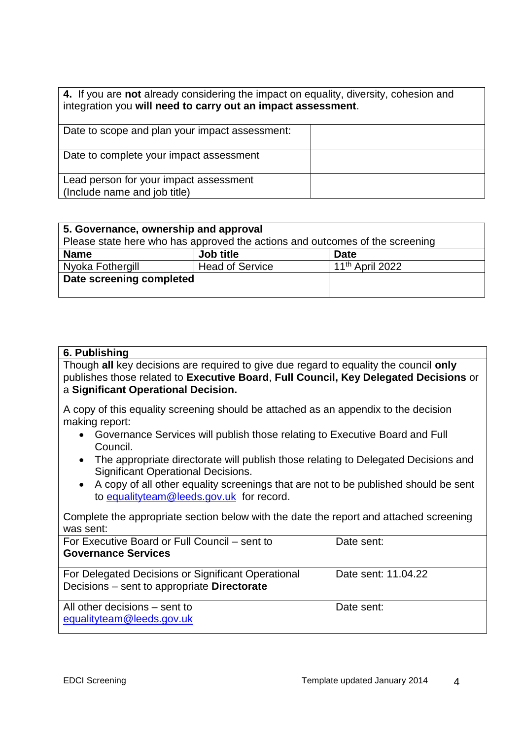| **4.** If you are **not** already considering the impact on equality, diversity, cohesion and integration you **will need to carry out an impact assessment**. | |
|---|---|
| Date to scope and plan your impact assessment: | |
| Date to complete your impact assessment | |
| Lead person for your impact assessment (Include name and job title) | |

| **5. Governance, ownership and approval** Please state here who has approved the actions and outcomes of the screening | | |
|---|---|---|
| **Name** | **Job title** | **Date** |
| Nyoka Fothergill | Head of Service | 11th April 2022 |
| **Date screening completed** | | |

**6. Publishing**

Though **all** key decisions are required to give due regard to equality the council **only** publishes those related to **Executive Board**, **Full Council, Key Delegated Decisions** or a **Significant Operational Decision.**

A copy of this equality screening should be attached as an appendix to the decision making report:

- Governance Services will publish those relating to Executive Board and Full Council.
- The appropriate directorate will publish those relating to Delegated Decisions and Significant Operational Decisions.
- A copy of all other equality screenings that are not to be published should be sent to equalityteam@leeds.gov.uk for record.

Complete the appropriate section below with the date the report and attached screening was sent:

| | |
|---|---|
| For Executive Board or Full Council – sent to **Governance Services** | Date sent: |
| For Delegated Decisions or Significant Operational Decisions – sent to appropriate **Directorate** | Date sent: 11.04.22 |
| All other decisions – sent to equalityteam@leeds.gov.uk | Date sent: |

EDCI Screening Template updated January 2014